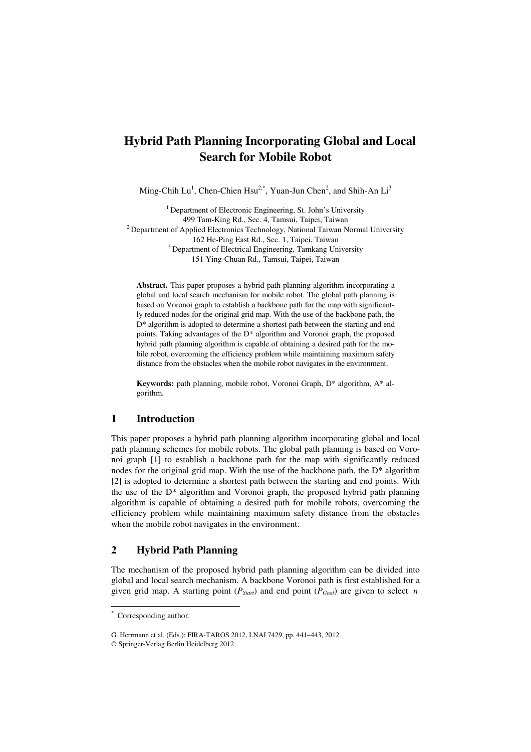# Hybrid Path Planning Incorporating Global and Local Search for Mobile Robot

Ming-Chih Lu[1], Chen-Chien Hsu[2,*], Yuan-Jun Chen[2], and Shih-An Li[3]

[1] Department of Electronic Engineering, St. John's University
499 Tam-King Rd., Sec. 4, Tamsui, Taipei, Taiwan

[2] Department of Applied Electronics Technology, National Taiwan Normal University
162 He-Ping East Rd., Sec. 1, Taipei, Taiwan

[3] Department of Electrical Engineering, Tamkang University
151 Ying-Chuan Rd., Tamsui, Taipei, Taiwan

**Abstract.** This paper proposes a hybrid path planning algorithm incorporating a global and local search mechanism for mobile robot. The global path planning is based on Voronoi graph to establish a backbone path for the map with significantly reduced nodes for the original grid map. With the use of the backbone path, the D* algorithm is adopted to determine a shortest path between the starting and end points. Taking advantages of the D* algorithm and Voronoi graph, the proposed hybrid path planning algorithm is capable of obtaining a desired path for the mobile robot, overcoming the efficiency problem while maintaining maximum safety distance from the obstacles when the mobile robot navigates in the environment.

**Keywords:** path planning, mobile robot, Voronoi Graph, D* algorithm, A* algorithm.

## 1 Introduction

This paper proposes a hybrid path planning algorithm incorporating global and local path planning schemes for mobile robots. The global path planning is based on Voronoi graph [1] to establish a backbone path for the map with significantly reduced nodes for the original grid map. With the use of the backbone path, the D* algorithm [2] is adopted to determine a shortest path between the starting and end points. With the use of the D* algorithm and Voronoi graph, the proposed hybrid path planning algorithm is capable of obtaining a desired path for mobile robots, overcoming the efficiency problem while maintaining maximum safety distance from the obstacles when the mobile robot navigates in the environment.

## 2 Hybrid Path Planning

The mechanism of the proposed hybrid path planning algorithm can be divided into global and local search mechanism. A backbone Voronoi path is first established for a given grid map. A starting point ($P_{Start}$) and end point ($P_{Goal}$) are given to select $n$

---

[*] Corresponding author.

G. Herrmann et al. (Eds.): FIRA-TAROS 2012, LNAI 7429, pp. 441–443, 2012.
© Springer-Verlag Berlin Heidelberg 2012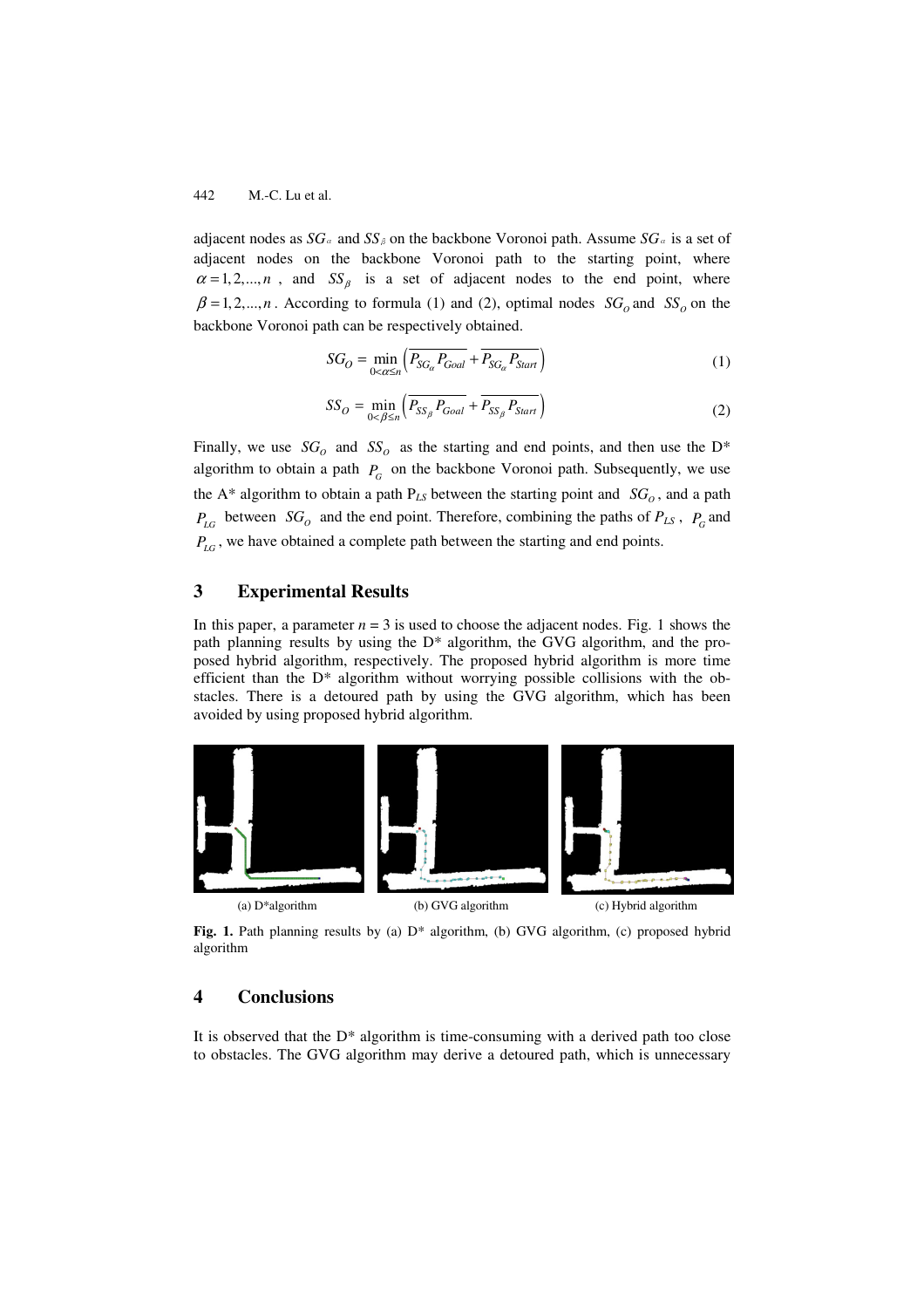adjacent nodes as $SG_\alpha$ and $SS_\beta$ on the backbone Voronoi path. Assume $SG_\alpha$ is a set of adjacent nodes on the backbone Voronoi path to the starting point, where $\alpha = 1, 2, ..., n$, and $SS_\beta$ is a set of adjacent nodes to the end point, where $\beta = 1, 2, ..., n$. According to formula (1) and (2), optimal nodes $SG_O$ and $SS_O$ on the backbone Voronoi path can be respectively obtained.

$$SG_O = \min_{0<\alpha\leq n}\left(\overline{P_{SG_\alpha}P_{Goal}} + \overline{P_{SG_\alpha}P_{Start}}\right) \tag{1}$$

$$SS_O = \min_{0<\beta\leq n}\left(\overline{P_{SS_\beta}P_{Goal}} + \overline{P_{SS_\beta}P_{Start}}\right) \tag{2}$$

Finally, we use $SG_O$ and $SS_O$ as the starting and end points, and then use the D* algorithm to obtain a path $P_G$ on the backbone Voronoi path. Subsequently, we use the A* algorithm to obtain a path $P_{LS}$ between the starting point and $SG_O$, and a path $P_{LG}$ between $SG_O$ and the end point. Therefore, combining the paths of $P_{LS}$, $P_G$ and $P_{LG}$, we have obtained a complete path between the starting and end points.

## 3 Experimental Results

In this paper, a parameter $n = 3$ is used to choose the adjacent nodes. Fig. 1 shows the path planning results by using the D* algorithm, the GVG algorithm, and the proposed hybrid algorithm, respectively. The proposed hybrid algorithm is more time efficient than the D* algorithm without worrying possible collisions with the obstacles. There is a detoured path by using the GVG algorithm, which has been avoided by using proposed hybrid algorithm.

(a) D*algorithm (b) GVG algorithm (c) Hybrid algorithm

**Fig. 1.** Path planning results by (a) D* algorithm, (b) GVG algorithm, (c) proposed hybrid algorithm

## 4 Conclusions

It is observed that the D* algorithm is time-consuming with a derived path too close to obstacles. The GVG algorithm may derive a detoured path, which is unnecessary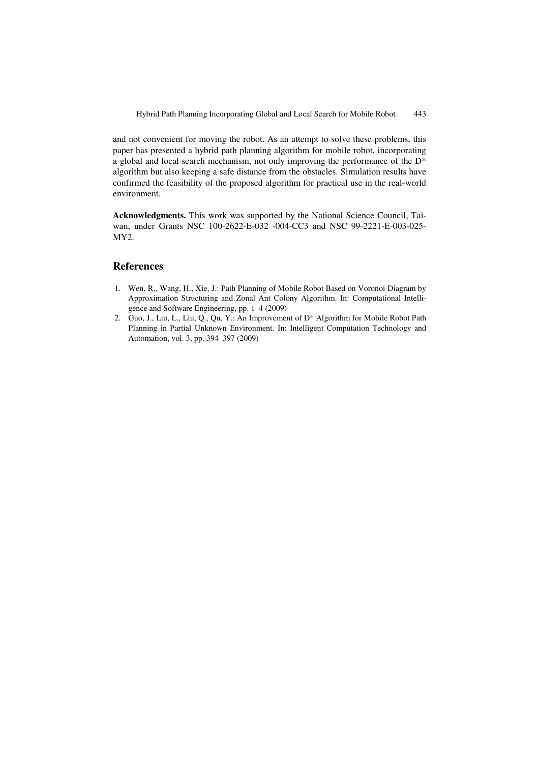and not convenient for moving the robot. As an attempt to solve these problems, this paper has presented a hybrid path planning algorithm for mobile robot, incorporating a global and local search mechanism, not only improving the performance of the D* algorithm but also keeping a safe distance from the obstacles. Simulation results have confirmed the feasibility of the proposed algorithm for practical use in the real-world environment.

**Acknowledgments.** This work was supported by the National Science Council, Taiwan, under Grants NSC 100-2622-E-032 -004-CC3 and NSC 99-2221-E-003-025-MY2.

## References

1. Wen, R., Wang, H., Xie, J.: Path Planning of Mobile Robot Based on Voronoi Diagram by Approximation Structuring and Zonal Ant Colony Algorithm. In: Computational Intelligence and Software Engineering, pp. 1–4 (2009)
2. Guo, J., Liu, L., Liu, Q., Qu, Y.: An Improvement of D* Algorithm for Mobile Robot Path Planning in Partial Unknown Environment. In: Intelligent Computation Technology and Automation, vol. 3, pp. 394–397 (2009)